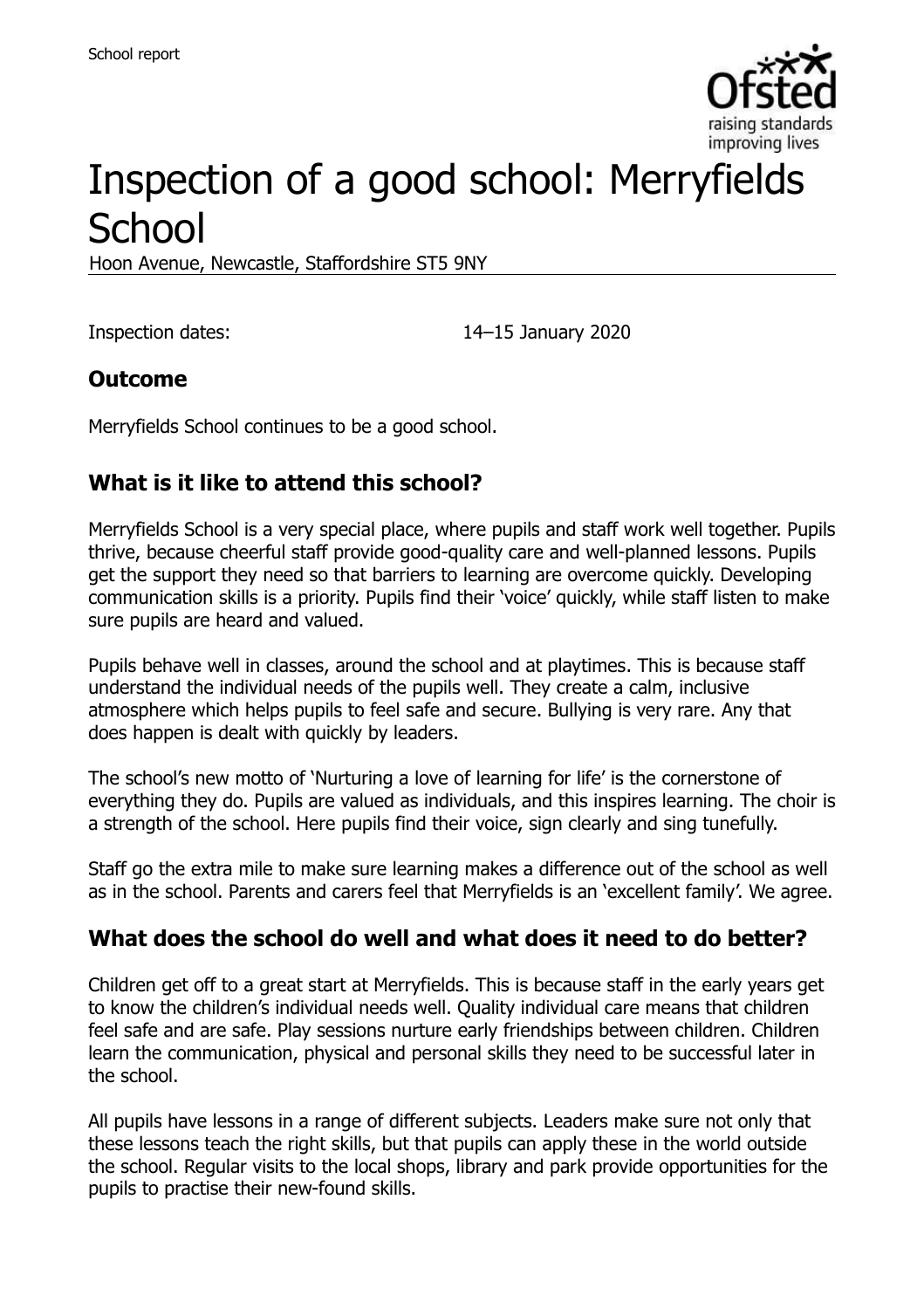School report

# Inspection of a good school: Merryfields School

Hoon Avenue, Newcastle, Staffordshire ST5 9NY

Inspection dates: 14–15 January 2020

## Outcome

Merryfields School continues to be a good school.

## What is it like to attend this school?

Merryfields School is a very special place, where pupils and staff work well together. Pupils thrive, because cheerful staff provide good-quality care and well-planned lessons. Pupils get the support they need so that barriers to learning are overcome quickly. Developing communication skills is a priority. Pupils find their 'voice' quickly, while staff listen to make sure pupils are heard and valued.

Pupils behave well in classes, around the school and at playtimes. This is because staff understand the individual needs of the pupils well. They create a calm, inclusive atmosphere which helps pupils to feel safe and secure. Bullying is very rare. Any that does happen is dealt with quickly by leaders.

The school's new motto of 'Nurturing a love of learning for life' is the cornerstone of everything they do. Pupils are valued as individuals, and this inspires learning. The choir is a strength of the school. Here pupils find their voice, sign clearly and sing tunefully.

Staff go the extra mile to make sure learning makes a difference out of the school as well as in the school. Parents and carers feel that Merryfields is an 'excellent family'. We agree.

## What does the school do well and what does it need to do better?

Children get off to a great start at Merryfields. This is because staff in the early years get to know the children's individual needs well. Quality individual care means that children feel safe and are safe. Play sessions nurture early friendships between children. Children learn the communication, physical and personal skills they need to be successful later in the school.

All pupils have lessons in a range of different subjects. Leaders make sure not only that these lessons teach the right skills, but that pupils can apply these in the world outside the school. Regular visits to the local shops, library and park provide opportunities for the pupils to practise their new-found skills.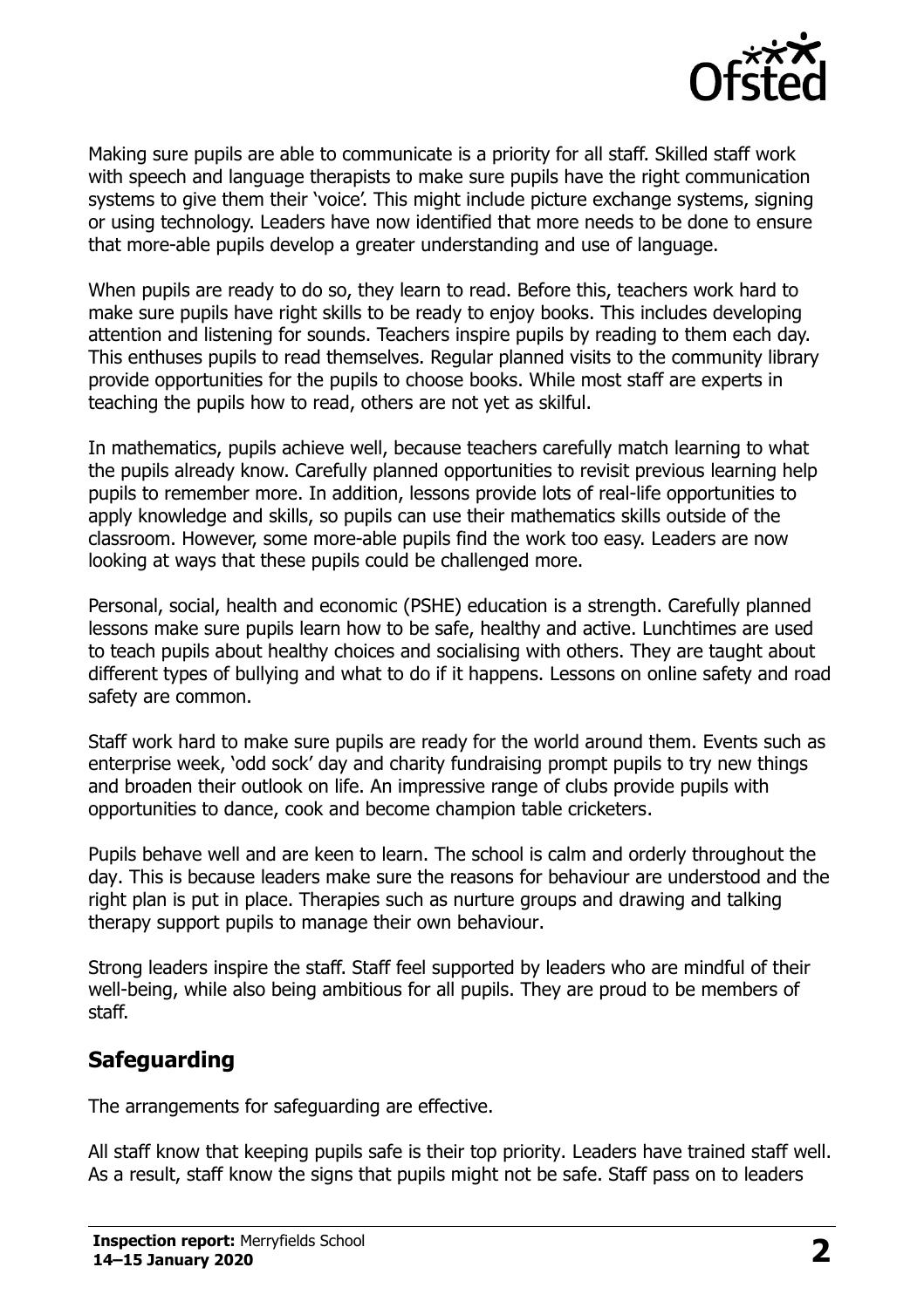Making sure pupils are able to communicate is a priority for all staff. Skilled staff work with speech and language therapists to make sure pupils have the right communication systems to give them their 'voice'. This might include picture exchange systems, signing or using technology. Leaders have now identified that more needs to be done to ensure that more-able pupils develop a greater understanding and use of language.

When pupils are ready to do so, they learn to read. Before this, teachers work hard to make sure pupils have right skills to be ready to enjoy books. This includes developing attention and listening for sounds. Teachers inspire pupils by reading to them each day. This enthuses pupils to read themselves. Regular planned visits to the community library provide opportunities for the pupils to choose books. While most staff are experts in teaching the pupils how to read, others are not yet as skilful.

In mathematics, pupils achieve well, because teachers carefully match learning to what the pupils already know. Carefully planned opportunities to revisit previous learning help pupils to remember more. In addition, lessons provide lots of real-life opportunities to apply knowledge and skills, so pupils can use their mathematics skills outside of the classroom. However, some more-able pupils find the work too easy. Leaders are now looking at ways that these pupils could be challenged more.

Personal, social, health and economic (PSHE) education is a strength. Carefully planned lessons make sure pupils learn how to be safe, healthy and active. Lunchtimes are used to teach pupils about healthy choices and socialising with others. They are taught about different types of bullying and what to do if it happens. Lessons on online safety and road safety are common.

Staff work hard to make sure pupils are ready for the world around them. Events such as enterprise week, 'odd sock' day and charity fundraising prompt pupils to try new things and broaden their outlook on life. An impressive range of clubs provide pupils with opportunities to dance, cook and become champion table cricketers.

Pupils behave well and are keen to learn. The school is calm and orderly throughout the day. This is because leaders make sure the reasons for behaviour are understood and the right plan is put in place. Therapies such as nurture groups and drawing and talking therapy support pupils to manage their own behaviour.

Strong leaders inspire the staff. Staff feel supported by leaders who are mindful of their well-being, while also being ambitious for all pupils. They are proud to be members of staff.

## Safeguarding

The arrangements for safeguarding are effective.

All staff know that keeping pupils safe is their top priority. Leaders have trained staff well. As a result, staff know the signs that pupils might not be safe. Staff pass on to leaders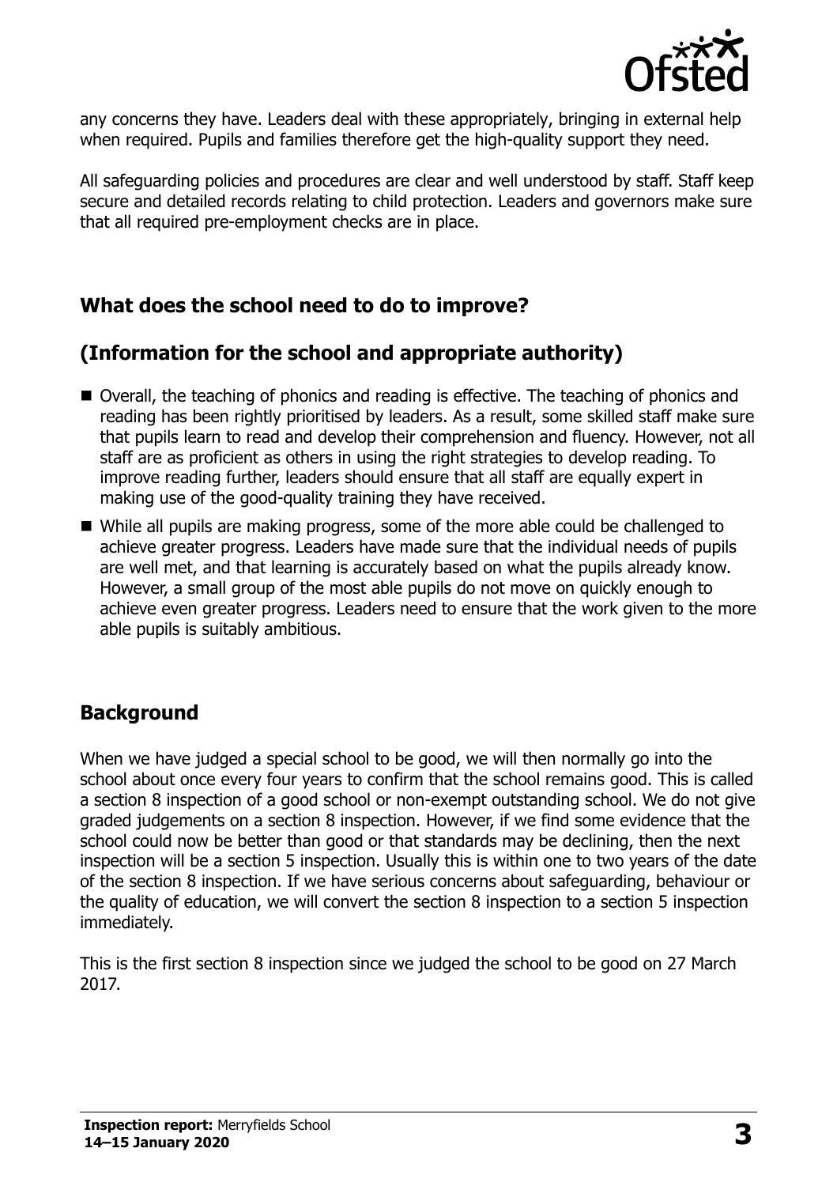any concerns they have. Leaders deal with these appropriately, bringing in external help when required. Pupils and families therefore get the high-quality support they need.

All safeguarding policies and procedures are clear and well understood by staff. Staff keep secure and detailed records relating to child protection. Leaders and governors make sure that all required pre-employment checks are in place.

## What does the school need to do to improve?

## (Information for the school and appropriate authority)

- Overall, the teaching of phonics and reading is effective. The teaching of phonics and reading has been rightly prioritised by leaders. As a result, some skilled staff make sure that pupils learn to read and develop their comprehension and fluency. However, not all staff are as proficient as others in using the right strategies to develop reading. To improve reading further, leaders should ensure that all staff are equally expert in making use of the good-quality training they have received.
- While all pupils are making progress, some of the more able could be challenged to achieve greater progress. Leaders have made sure that the individual needs of pupils are well met, and that learning is accurately based on what the pupils already know. However, a small group of the most able pupils do not move on quickly enough to achieve even greater progress. Leaders need to ensure that the work given to the more able pupils is suitably ambitious.

## Background

When we have judged a special school to be good, we will then normally go into the school about once every four years to confirm that the school remains good. This is called a section 8 inspection of a good school or non-exempt outstanding school. We do not give graded judgements on a section 8 inspection. However, if we find some evidence that the school could now be better than good or that standards may be declining, then the next inspection will be a section 5 inspection. Usually this is within one to two years of the date of the section 8 inspection. If we have serious concerns about safeguarding, behaviour or the quality of education, we will convert the section 8 inspection to a section 5 inspection immediately.

This is the first section 8 inspection since we judged the school to be good on 27 March 2017.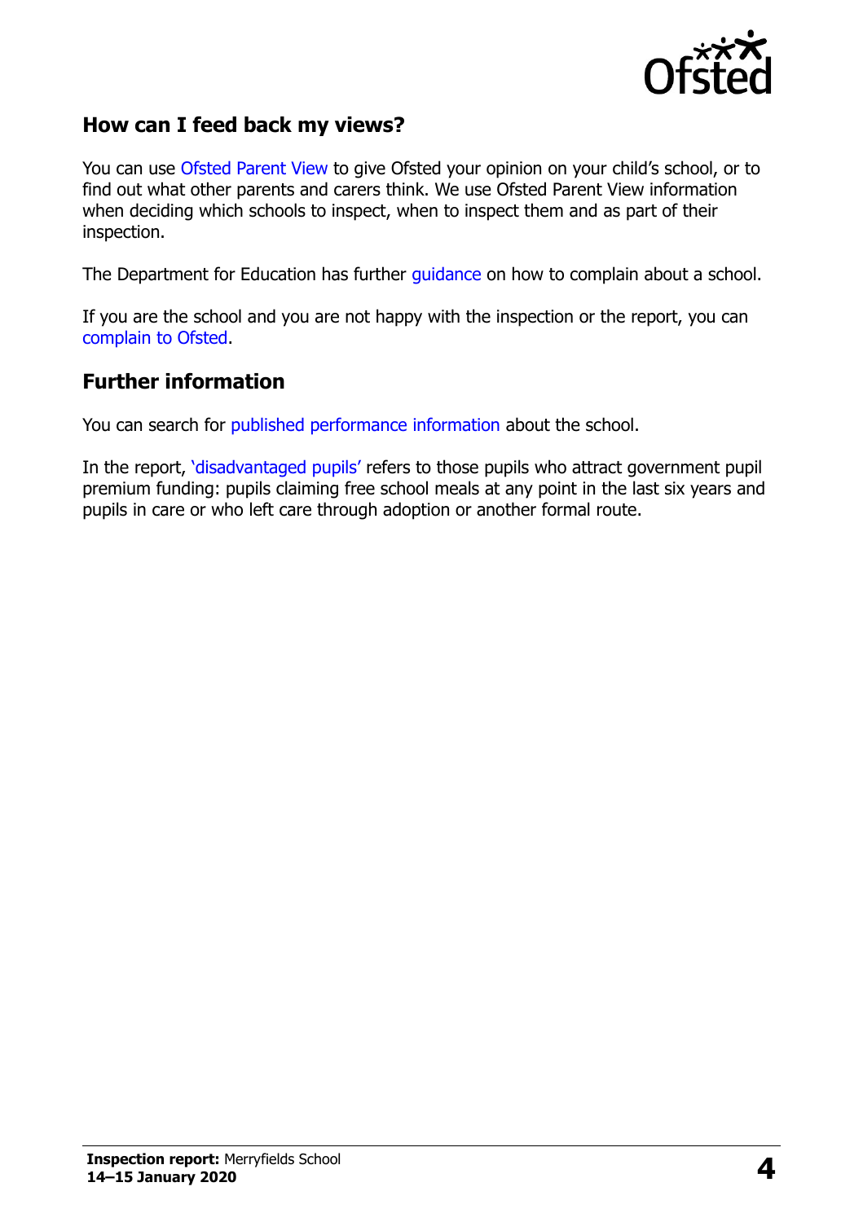## How can I feed back my views?

You can use Ofsted Parent View to give Ofsted your opinion on your child's school, or to find out what other parents and carers think. We use Ofsted Parent View information when deciding which schools to inspect, when to inspect them and as part of their inspection.

The Department for Education has further guidance on how to complain about a school.

If you are the school and you are not happy with the inspection or the report, you can complain to Ofsted.

## Further information

You can search for published performance information about the school.

In the report, 'disadvantaged pupils' refers to those pupils who attract government pupil premium funding: pupils claiming free school meals at any point in the last six years and pupils in care or who left care through adoption or another formal route.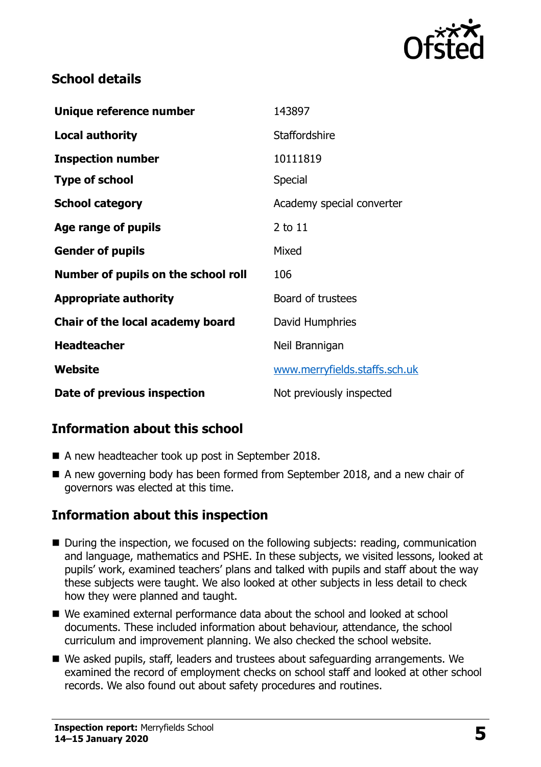## School details

| | |
|---|---|
| **Unique reference number** | 143897 |
| **Local authority** | Staffordshire |
| **Inspection number** | 10111819 |
| **Type of school** | Special |
| **School category** | Academy special converter |
| **Age range of pupils** | 2 to 11 |
| **Gender of pupils** | Mixed |
| **Number of pupils on the school roll** | 106 |
| **Appropriate authority** | Board of trustees |
| **Chair of the local academy board** | David Humphries |
| **Headteacher** | Neil Brannigan |
| **Website** | www.merryfields.staffs.sch.uk |
| **Date of previous inspection** | Not previously inspected |

## Information about this school

- A new headteacher took up post in September 2018.
- A new governing body has been formed from September 2018, and a new chair of governors was elected at this time.

## Information about this inspection

- During the inspection, we focused on the following subjects: reading, communication and language, mathematics and PSHE. In these subjects, we visited lessons, looked at pupils' work, examined teachers' plans and talked with pupils and staff about the way these subjects were taught. We also looked at other subjects in less detail to check how they were planned and taught.
- We examined external performance data about the school and looked at school documents. These included information about behaviour, attendance, the school curriculum and improvement planning. We also checked the school website.
- We asked pupils, staff, leaders and trustees about safeguarding arrangements. We examined the record of employment checks on school staff and looked at other school records. We also found out about safety procedures and routines.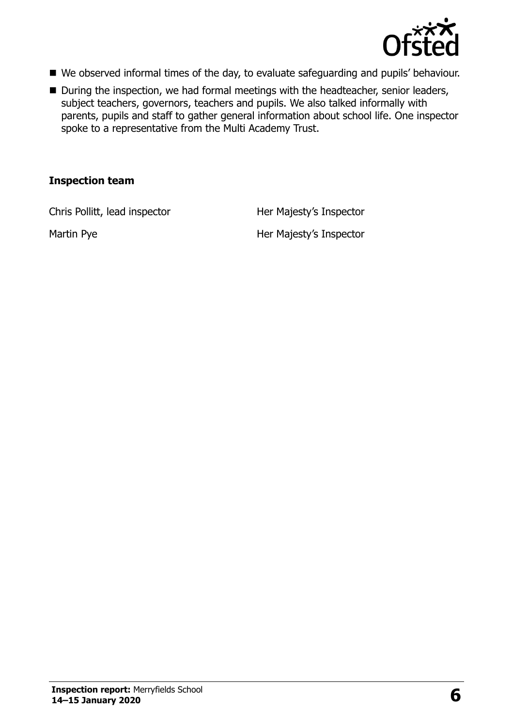- We observed informal times of the day, to evaluate safeguarding and pupils' behaviour.
- During the inspection, we had formal meetings with the headteacher, senior leaders, subject teachers, governors, teachers and pupils. We also talked informally with parents, pupils and staff to gather general information about school life. One inspector spoke to a representative from the Multi Academy Trust.

### Inspection team

| | |
|---|---|
| Chris Pollitt, lead inspector | Her Majesty's Inspector |
| Martin Pye | Her Majesty's Inspector |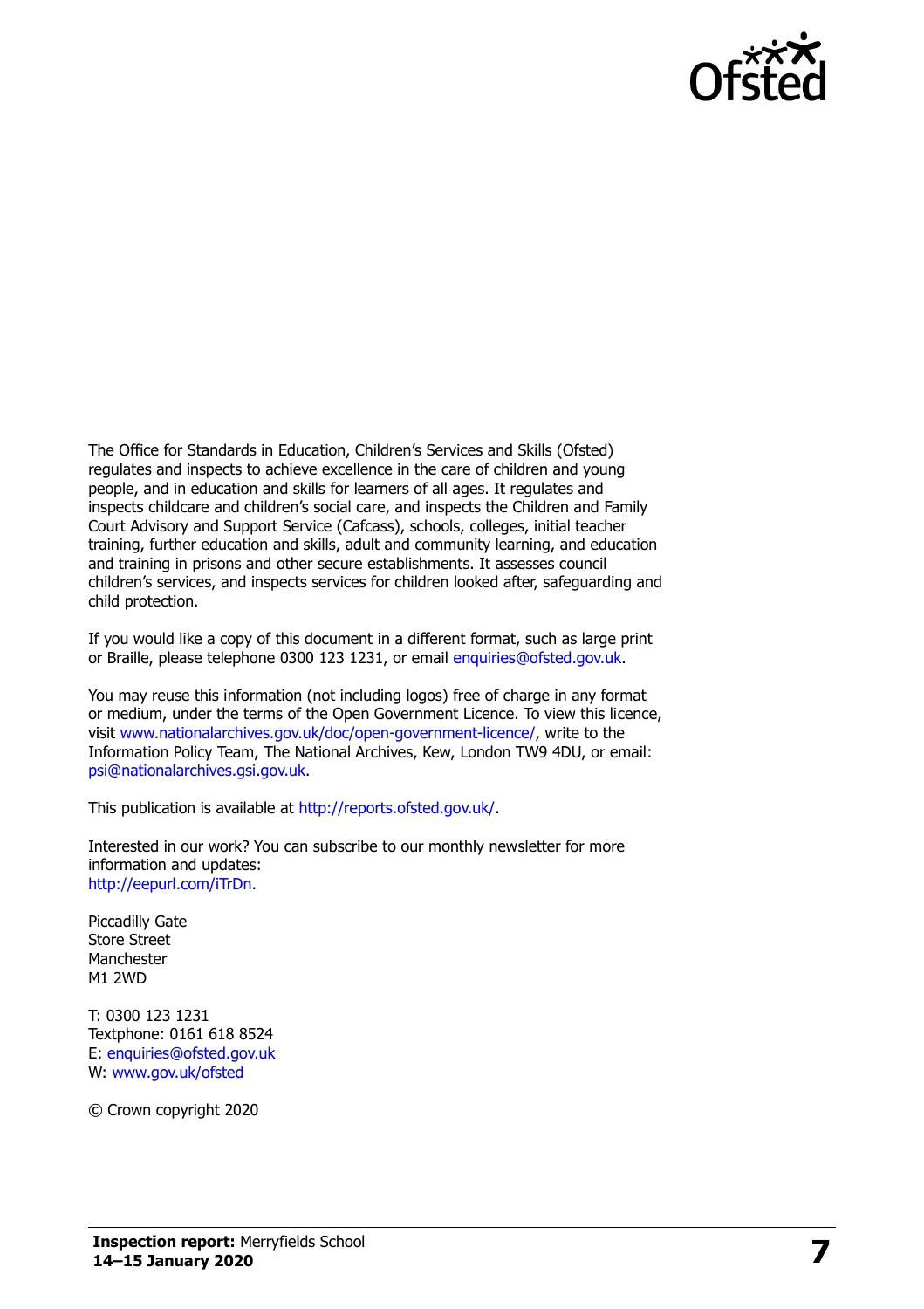The Office for Standards in Education, Children's Services and Skills (Ofsted) regulates and inspects to achieve excellence in the care of children and young people, and in education and skills for learners of all ages. It regulates and inspects childcare and children's social care, and inspects the Children and Family Court Advisory and Support Service (Cafcass), schools, colleges, initial teacher training, further education and skills, adult and community learning, and education and training in prisons and other secure establishments. It assesses council children's services, and inspects services for children looked after, safeguarding and child protection.

If you would like a copy of this document in a different format, such as large print or Braille, please telephone 0300 123 1231, or email enquiries@ofsted.gov.uk.

You may reuse this information (not including logos) free of charge in any format or medium, under the terms of the Open Government Licence. To view this licence, visit www.nationalarchives.gov.uk/doc/open-government-licence/, write to the Information Policy Team, The National Archives, Kew, London TW9 4DU, or email: psi@nationalarchives.gsi.gov.uk.

This publication is available at http://reports.ofsted.gov.uk/.

Interested in our work? You can subscribe to our monthly newsletter for more information and updates:
http://eepurl.com/iTrDn.

Piccadilly Gate
Store Street
Manchester
M1 2WD

T: 0300 123 1231
Textphone: 0161 618 8524
E: enquiries@ofsted.gov.uk
W: www.gov.uk/ofsted

© Crown copyright 2020